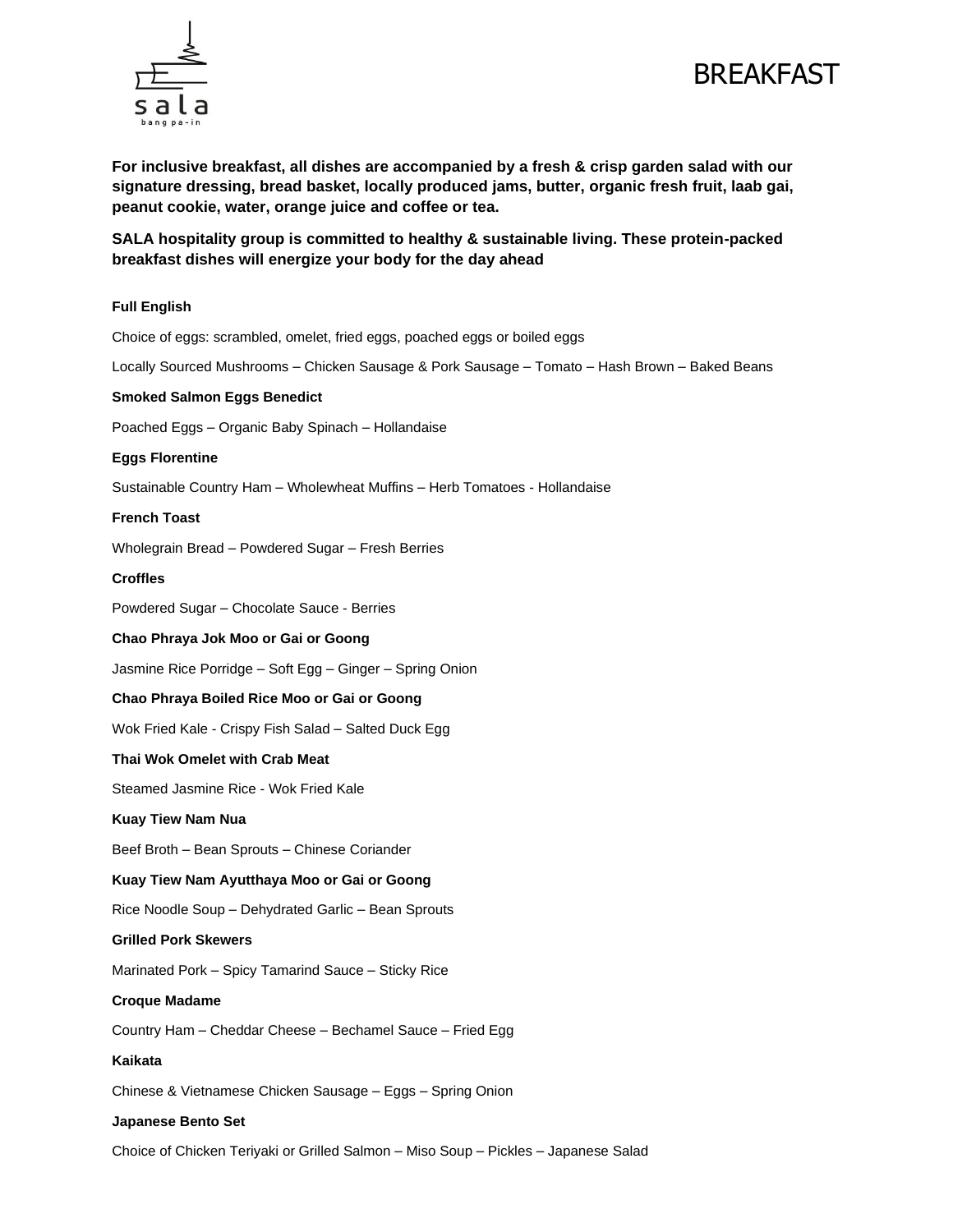# BREAKFAST

**For inclusive breakfast, all dishes are accompanied by a fresh & crisp garden salad with our signature dressing, bread basket, locally produced jams, butter, organic fresh fruit, laab gai, peanut cookie, water, orange juice and coffee or tea.**

**SALA hospitality group is committed to healthy & sustainable living. These protein-packed breakfast dishes will energize your body for the day ahead**

**Full English**

Choice of eggs: scrambled, omelet, fried eggs, poached eggs or boiled eggs

Locally Sourced Mushrooms – Chicken Sausage & Pork Sausage – Tomato – Hash Brown – Baked Beans

**Smoked Salmon Eggs Benedict**

Poached Eggs – Organic Baby Spinach – Hollandaise

**Eggs Florentine**

Sustainable Country Ham – Wholewheat Muffins – Herb Tomatoes - Hollandaise

**French Toast**

Wholegrain Bread – Powdered Sugar – Fresh Berries

**Croffles**

Powdered Sugar – Chocolate Sauce - Berries

**Chao Phraya Jok Moo or Gai or Goong**

Jasmine Rice Porridge – Soft Egg – Ginger – Spring Onion

**Chao Phraya Boiled Rice Moo or Gai or Goong**

Wok Fried Kale - Crispy Fish Salad – Salted Duck Egg

**Thai Wok Omelet with Crab Meat**

Steamed Jasmine Rice - Wok Fried Kale

**Kuay Tiew Nam Nua**

Beef Broth – Bean Sprouts – Chinese Coriander

**Kuay Tiew Nam Ayutthaya Moo or Gai or Goong**

Rice Noodle Soup – Dehydrated Garlic – Bean Sprouts

**Grilled Pork Skewers**

Marinated Pork – Spicy Tamarind Sauce – Sticky Rice

**Croque Madame**

Country Ham – Cheddar Cheese – Bechamel Sauce – Fried Egg

**Kaikata**

Chinese & Vietnamese Chicken Sausage – Eggs – Spring Onion

**Japanese Bento Set**

Choice of Chicken Teriyaki or Grilled Salmon – Miso Soup – Pickles – Japanese Salad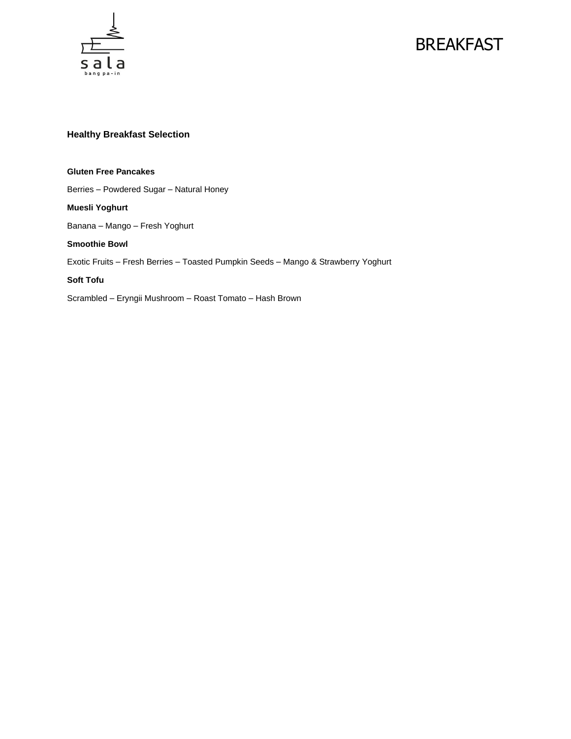# BREAKFAST

## Healthy Breakfast Selection

**Gluten Free Pancakes**

Berries – Powdered Sugar – Natural Honey

**Muesli Yoghurt**

Banana – Mango – Fresh Yoghurt

**Smoothie Bowl**

Exotic Fruits – Fresh Berries – Toasted Pumpkin Seeds – Mango & Strawberry Yoghurt

**Soft Tofu**

Scrambled – Eryngii Mushroom – Roast Tomato – Hash Brown